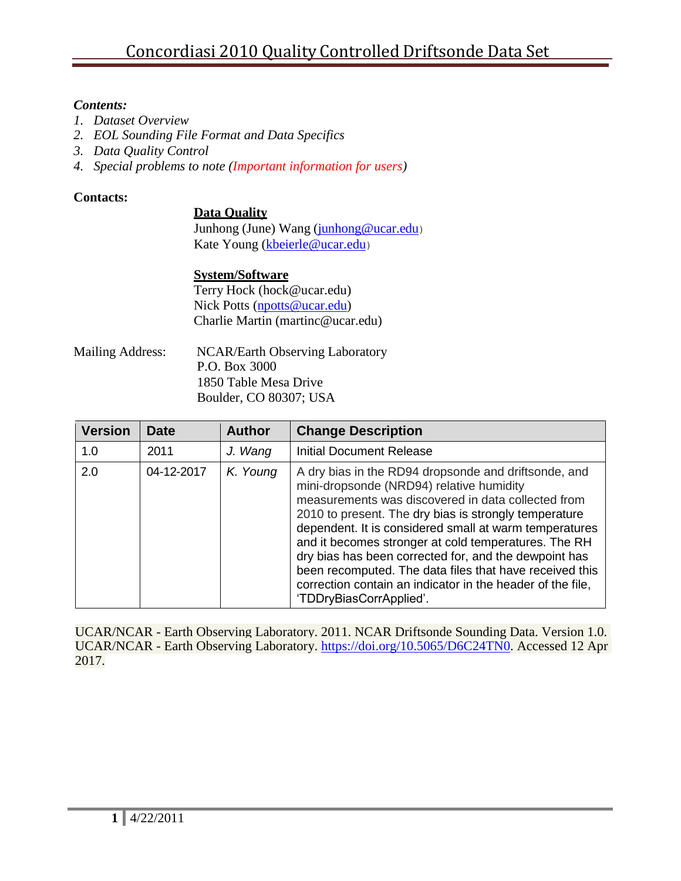# Concordiasi 2010 Quality Controlled Driftsonde Data Set

***Contents:***

1. *Dataset Overview*
2. *EOL Sounding File Format and Data Specifics*
3. *Data Quality Control*
4. *Special problems to note (Important information for users)*

**Contacts:**

**Data Quality**
Junhong (June) Wang (junhong@ucar.edu)
Kate Young (kbeierle@ucar.edu)

**System/Software**
Terry Hock (hock@ucar.edu)
Nick Potts (npotts@ucar.edu)
Charlie Martin (martinc@ucar.edu)

Mailing Address: NCAR/Earth Observing Laboratory
P.O. Box 3000
1850 Table Mesa Drive
Boulder, CO 80307; USA

| Version | Date | Author | Change Description |
|---|---|---|---|
| 1.0 | 2011 | *J. Wang* | Initial Document Release |
| 2.0 | 04-12-2017 | *K. Young* | A dry bias in the RD94 dropsonde and driftsonde, and mini-dropsonde (NRD94) relative humidity measurements was discovered in data collected from 2010 to present. The dry bias is strongly temperature dependent. It is considered small at warm temperatures and it becomes stronger at cold temperatures. The RH dry bias has been corrected for, and the dewpoint has been recomputed. The data files that have received this correction contain an indicator in the header of the file, 'TDDryBiasCorrApplied'. |

UCAR/NCAR - Earth Observing Laboratory. 2011. NCAR Driftsonde Sounding Data. Version 1.0. UCAR/NCAR - Earth Observing Laboratory. https://doi.org/10.5065/D6C24TN0. Accessed 12 Apr 2017.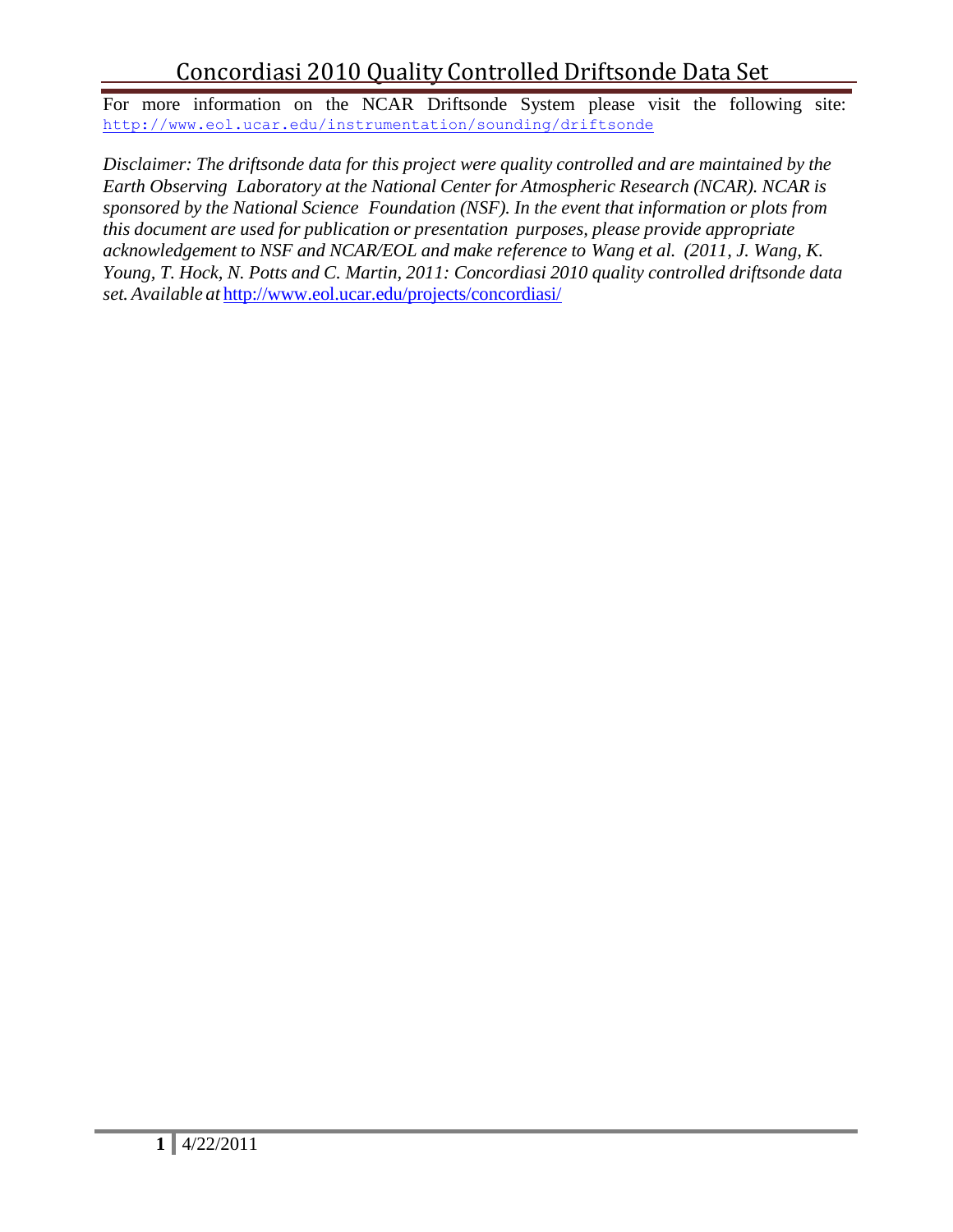For more information on the NCAR Driftsonde System please visit the following site: http://www.eol.ucar.edu/instrumentation/sounding/driftsonde

*Disclaimer: The driftsonde data for this project were quality controlled and are maintained by the Earth Observing Laboratory at the National Center for Atmospheric Research (NCAR). NCAR is sponsored by the National Science Foundation (NSF). In the event that information or plots from this document are used for publication or presentation purposes, please provide appropriate acknowledgement to NSF and NCAR/EOL and make reference to Wang et al. (2011, J. Wang, K. Young, T. Hock, N. Potts and C. Martin, 2011: Concordiasi 2010 quality controlled driftsonde data set. Available at* http://www.eol.ucar.edu/projects/concordiasi/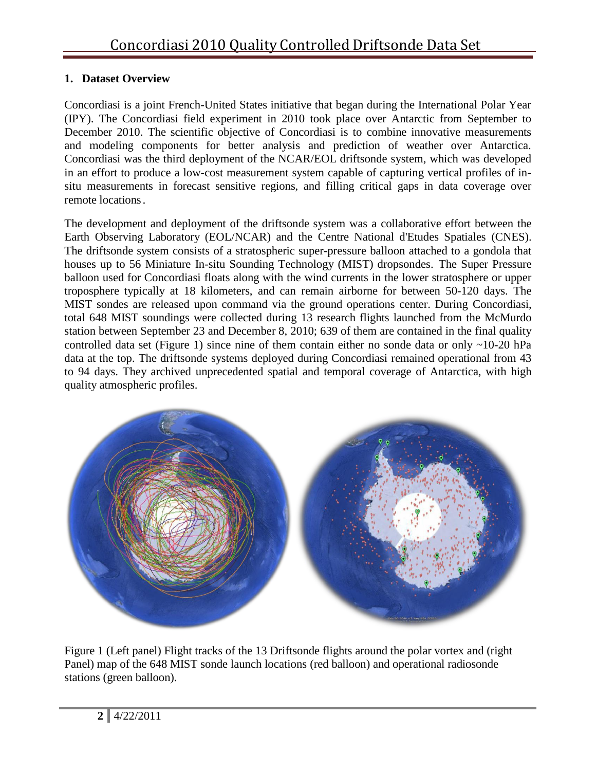## 1. Dataset Overview

Concordiasi is a joint French-United States initiative that began during the International Polar Year (IPY). The Concordiasi field experiment in 2010 took place over Antarctic from September to December 2010. The scientific objective of Concordiasi is to combine innovative measurements and modeling components for better analysis and prediction of weather over Antarctica. Concordiasi was the third deployment of the NCAR/EOL driftsonde system, which was developed in an effort to produce a low-cost measurement system capable of capturing vertical profiles of in-situ measurements in forecast sensitive regions, and filling critical gaps in data coverage over remote locations.

The development and deployment of the driftsonde system was a collaborative effort between the Earth Observing Laboratory (EOL/NCAR) and the Centre National d'Etudes Spatiales (CNES). The driftsonde system consists of a stratospheric super-pressure balloon attached to a gondola that houses up to 56 Miniature In-situ Sounding Technology (MIST) dropsondes. The Super Pressure balloon used for Concordiasi floats along with the wind currents in the lower stratosphere or upper troposphere typically at 18 kilometers, and can remain airborne for between 50-120 days. The MIST sondes are released upon command via the ground operations center. During Concordiasi, total 648 MIST soundings were collected during 13 research flights launched from the McMurdo station between September 23 and December 8, 2010; 639 of them are contained in the final quality controlled data set (Figure 1) since nine of them contain either no sonde data or only ~10-20 hPa data at the top. The driftsonde systems deployed during Concordiasi remained operational from 43 to 94 days. They archived unprecedented spatial and temporal coverage of Antarctica, with high quality atmospheric profiles.

Figure 1 (Left panel) Flight tracks of the 13 Driftsonde flights around the polar vortex and (right Panel) map of the 648 MIST sonde launch locations (red balloon) and operational radiosonde stations (green balloon).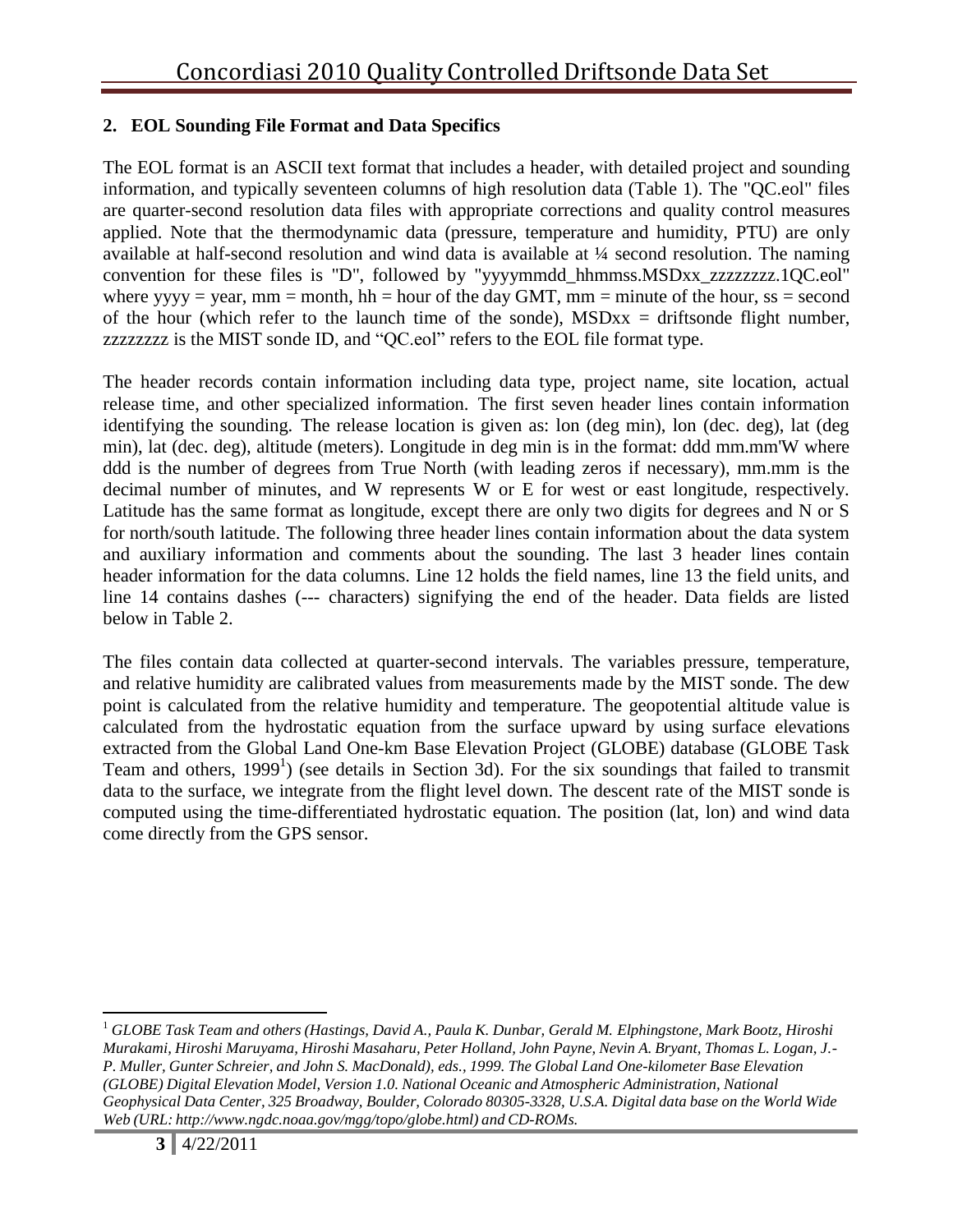## 2. EOL Sounding File Format and Data Specifics

The EOL format is an ASCII text format that includes a header, with detailed project and sounding information, and typically seventeen columns of high resolution data (Table 1). The "QC.eol" files are quarter-second resolution data files with appropriate corrections and quality control measures applied. Note that the thermodynamic data (pressure, temperature and humidity, PTU) are only available at half-second resolution and wind data is available at ¼ second resolution. The naming convention for these files is "D", followed by "yyyymmdd_hhmmss.MSDxx_zzzzzzzz.1QC.eol" where yyyy = year, mm = month, hh = hour of the day GMT, mm = minute of the hour, ss = second of the hour (which refer to the launch time of the sonde), MSDxx = driftsonde flight number, zzzzzzzz is the MIST sonde ID, and "QC.eol" refers to the EOL file format type.

The header records contain information including data type, project name, site location, actual release time, and other specialized information. The first seven header lines contain information identifying the sounding. The release location is given as: lon (deg min), lon (dec. deg), lat (deg min), lat (dec. deg), altitude (meters). Longitude in deg min is in the format: ddd mm.mm'W where ddd is the number of degrees from True North (with leading zeros if necessary), mm.mm is the decimal number of minutes, and W represents W or E for west or east longitude, respectively. Latitude has the same format as longitude, except there are only two digits for degrees and N or S for north/south latitude. The following three header lines contain information about the data system and auxiliary information and comments about the sounding. The last 3 header lines contain header information for the data columns. Line 12 holds the field names, line 13 the field units, and line 14 contains dashes (--- characters) signifying the end of the header. Data fields are listed below in Table 2.

The files contain data collected at quarter-second intervals. The variables pressure, temperature, and relative humidity are calibrated values from measurements made by the MIST sonde. The dew point is calculated from the relative humidity and temperature. The geopotential altitude value is calculated from the hydrostatic equation from the surface upward by using surface elevations extracted from the Global Land One-km Base Elevation Project (GLOBE) database (GLOBE Task Team and others, 1999[1]) (see details in Section 3d). For the six soundings that failed to transmit data to the surface, we integrate from the flight level down. The descent rate of the MIST sonde is computed using the time-differentiated hydrostatic equation. The position (lat, lon) and wind data come directly from the GPS sensor.

---

[1] *GLOBE Task Team and others (Hastings, David A., Paula K. Dunbar, Gerald M. Elphingstone, Mark Bootz, Hiroshi Murakami, Hiroshi Maruyama, Hiroshi Masaharu, Peter Holland, John Payne, Nevin A. Bryant, Thomas L. Logan, J.-P. Muller, Gunter Schreier, and John S. MacDonald), eds., 1999. The Global Land One-kilometer Base Elevation (GLOBE) Digital Elevation Model, Version 1.0. National Oceanic and Atmospheric Administration, National Geophysical Data Center, 325 Broadway, Boulder, Colorado 80305-3328, U.S.A. Digital data base on the World Wide Web (URL: http://www.ngdc.noaa.gov/mgg/topo/globe.html) and CD-ROMs.*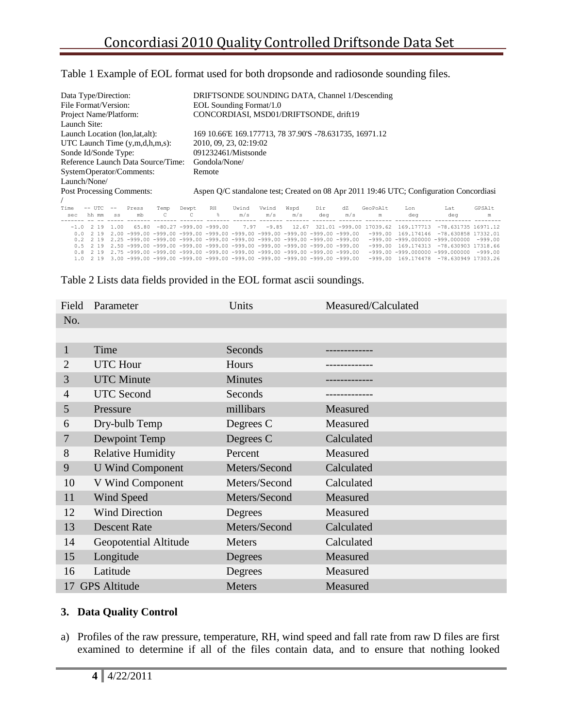Table 1 Example of EOL format used for both dropsonde and radiosonde sounding files.

```
Data Type/Direction:                 DRIFTSONDE SOUNDING DATA, Channel 1/Descending
File Format/Version:                 EOL Sounding Format/1.0
Project Name/Platform:               CONCORDIASI, MSD01/DRIFTSONDE, drift19
Launch Site:
Launch Location (lon,lat,alt):       169 10.66'E 169.177713, 78 37.90'S -78.631735, 16971.12
UTC Launch Time (y,m,d,h,m,s):       2010, 09, 23, 02:19:02
Sonde Id/Sonde Type:                 091232461/Mistsonde
Reference Launch Data Source/Time:   Gondola/None/
System Operator/Comments:            Remote
Launch/None/
Post Processing Comments:            Aspen Q/C standalone test; Created on 08 Apr 2011 19:46 UTC; Configuration Concordiasi
/
Time   -- UTC  --   Press    Temp   Dewpt    RH     Uwind   Vwind   Wspd    Dir     dZ    GeoPoAlt     Lon         Lat      GPSAlt
 sec   hh mm   ss     mb       C       C      %      m/s     m/s     m/s    deg    m/s       m         deg         deg         m
------- -- -- ----- ------- ------- ------- ------- ------- ------- ------- ------- ------- -------- ----------- ----------- --------
  -1.0  2 19  1.00   65.80  -80.27 -999.00 -999.00    7.97   -9.85   12.67  321.01 -999.00 17039.62  169.177713  -78.631735 16971.12
   0.0  2 19  2.00 -999.00 -999.00 -999.00 -999.00 -999.00 -999.00 -999.00 -999.00 -999.00  -999.00  169.174146  -78.630858 17332.01
   0.2  2 19  2.25 -999.00 -999.00 -999.00 -999.00 -999.00 -999.00 -999.00 -999.00 -999.00  -999.00 -999.000000 -999.000000  -999.00
   0.5  2 19  2.50 -999.00 -999.00 -999.00 -999.00 -999.00 -999.00 -999.00 -999.00 -999.00  -999.00  169.174313  -78.630903 17318.66
   0.8  2 19  2.75 -999.00 -999.00 -999.00 -999.00 -999.00 -999.00 -999.00 -999.00 -999.00  -999.00 -999.000000 -999.000000  -999.00
   1.0  2 19  3.00 -999.00 -999.00 -999.00 -999.00 -999.00 -999.00 -999.00 -999.00 -999.00  -999.00  169.174478  -78.630949 17303.26
```

Table 2 Lists data fields provided in the EOL format ascii soundings.

| Field No. | Parameter | Units | Measured/Calculated |
|---|---|---|---|
| 1 | Time | Seconds | ------------- |
| 2 | UTC Hour | Hours | ------------- |
| 3 | UTC Minute | Minutes | ------------- |
| 4 | UTC Second | Seconds | ------------- |
| 5 | Pressure | millibars | Measured |
| 6 | Dry-bulb Temp | Degrees C | Measured |
| 7 | Dewpoint Temp | Degrees C | Calculated |
| 8 | Relative Humidity | Percent | Measured |
| 9 | U Wind Component | Meters/Second | Calculated |
| 10 | V Wind Component | Meters/Second | Calculated |
| 11 | Wind Speed | Meters/Second | Measured |
| 12 | Wind Direction | Degrees | Measured |
| 13 | Descent Rate | Meters/Second | Calculated |
| 14 | Geopotential Altitude | Meters | Calculated |
| 15 | Longitude | Degrees | Measured |
| 16 | Latitude | Degrees | Measured |
| 17 | GPS Altitude | Meters | Measured |

## 3. Data Quality Control

a) Profiles of the raw pressure, temperature, RH, wind speed and fall rate from raw D files are first examined to determine if all of the files contain data, and to ensure that nothing looked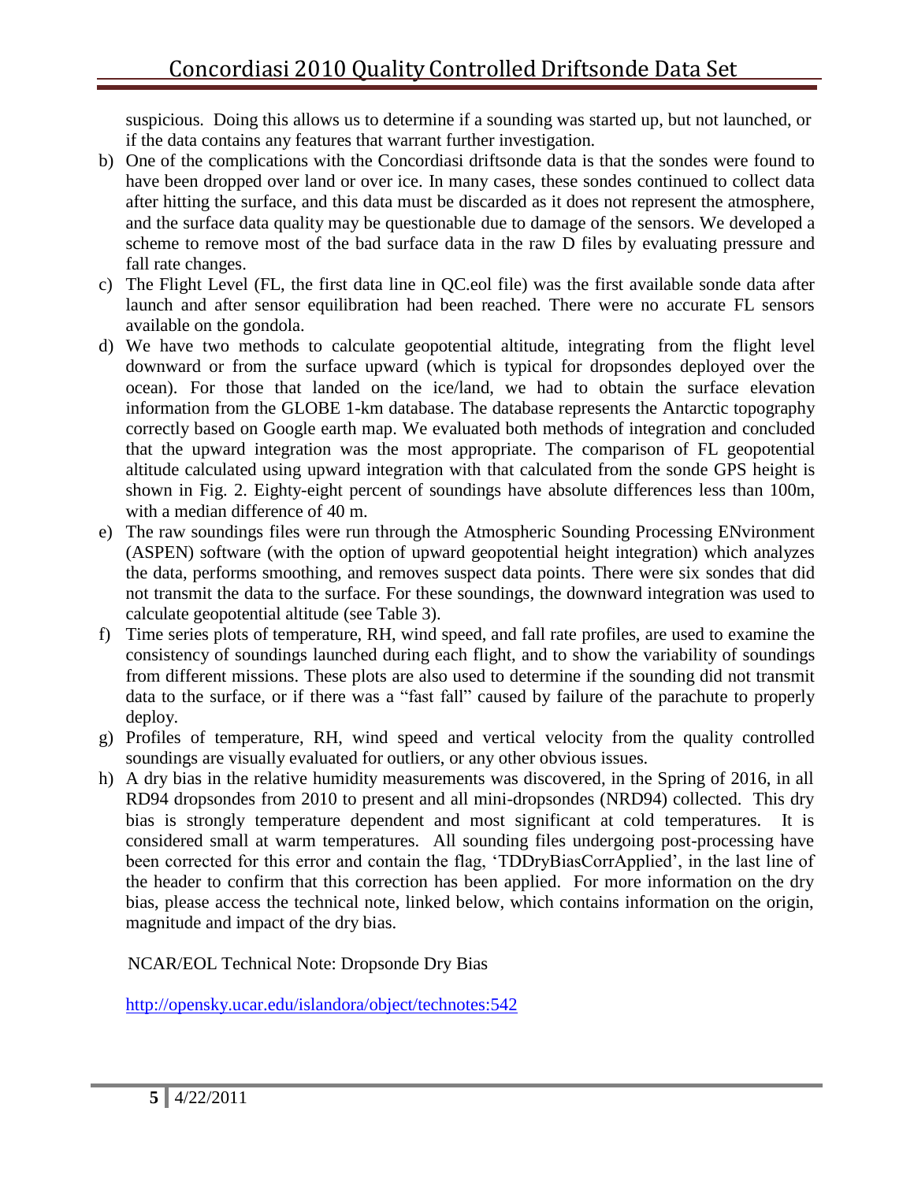suspicious. Doing this allows us to determine if a sounding was started up, but not launched, or if the data contains any features that warrant further investigation.

b) One of the complications with the Concordiasi driftsonde data is that the sondes were found to have been dropped over land or over ice. In many cases, these sondes continued to collect data after hitting the surface, and this data must be discarded as it does not represent the atmosphere, and the surface data quality may be questionable due to damage of the sensors. We developed a scheme to remove most of the bad surface data in the raw D files by evaluating pressure and fall rate changes.

c) The Flight Level (FL, the first data line in QC.eol file) was the first available sonde data after launch and after sensor equilibration had been reached. There were no accurate FL sensors available on the gondola.

d) We have two methods to calculate geopotential altitude, integrating from the flight level downward or from the surface upward (which is typical for dropsondes deployed over the ocean). For those that landed on the ice/land, we had to obtain the surface elevation information from the GLOBE 1-km database. The database represents the Antarctic topography correctly based on Google earth map. We evaluated both methods of integration and concluded that the upward integration was the most appropriate. The comparison of FL geopotential altitude calculated using upward integration with that calculated from the sonde GPS height is shown in Fig. 2. Eighty-eight percent of soundings have absolute differences less than 100m, with a median difference of 40 m.

e) The raw soundings files were run through the Atmospheric Sounding Processing ENvironment (ASPEN) software (with the option of upward geopotential height integration) which analyzes the data, performs smoothing, and removes suspect data points. There were six sondes that did not transmit the data to the surface. For these soundings, the downward integration was used to calculate geopotential altitude (see Table 3).

f) Time series plots of temperature, RH, wind speed, and fall rate profiles, are used to examine the consistency of soundings launched during each flight, and to show the variability of soundings from different missions. These plots are also used to determine if the sounding did not transmit data to the surface, or if there was a "fast fall" caused by failure of the parachute to properly deploy.

g) Profiles of temperature, RH, wind speed and vertical velocity from the quality controlled soundings are visually evaluated for outliers, or any other obvious issues.

h) A dry bias in the relative humidity measurements was discovered, in the Spring of 2016, in all RD94 dropsondes from 2010 to present and all mini-dropsondes (NRD94) collected. This dry bias is strongly temperature dependent and most significant at cold temperatures. It is considered small at warm temperatures. All sounding files undergoing post-processing have been corrected for this error and contain the flag, 'TDDryBiasCorrApplied', in the last line of the header to confirm that this correction has been applied. For more information on the dry bias, please access the technical note, linked below, which contains information on the origin, magnitude and impact of the dry bias.

NCAR/EOL Technical Note: Dropsonde Dry Bias

http://opensky.ucar.edu/islandora/object/technotes:542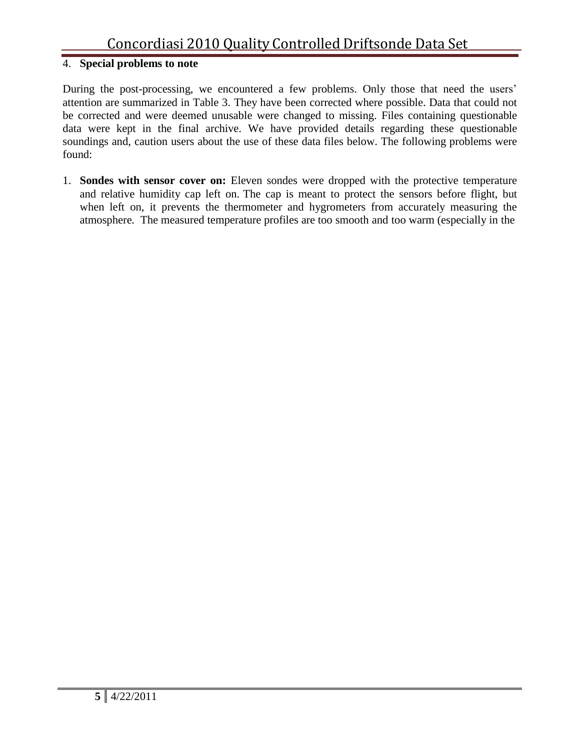## 4. **Special problems to note**

During the post-processing, we encountered a few problems. Only those that need the users' attention are summarized in Table 3. They have been corrected where possible. Data that could not be corrected and were deemed unusable were changed to missing. Files containing questionable data were kept in the final archive. We have provided details regarding these questionable soundings and, caution users about the use of these data files below. The following problems were found:

1. **Sondes with sensor cover on:** Eleven sondes were dropped with the protective temperature and relative humidity cap left on. The cap is meant to protect the sensors before flight, but when left on, it prevents the thermometer and hygrometers from accurately measuring the atmosphere. The measured temperature profiles are too smooth and too warm (especially in the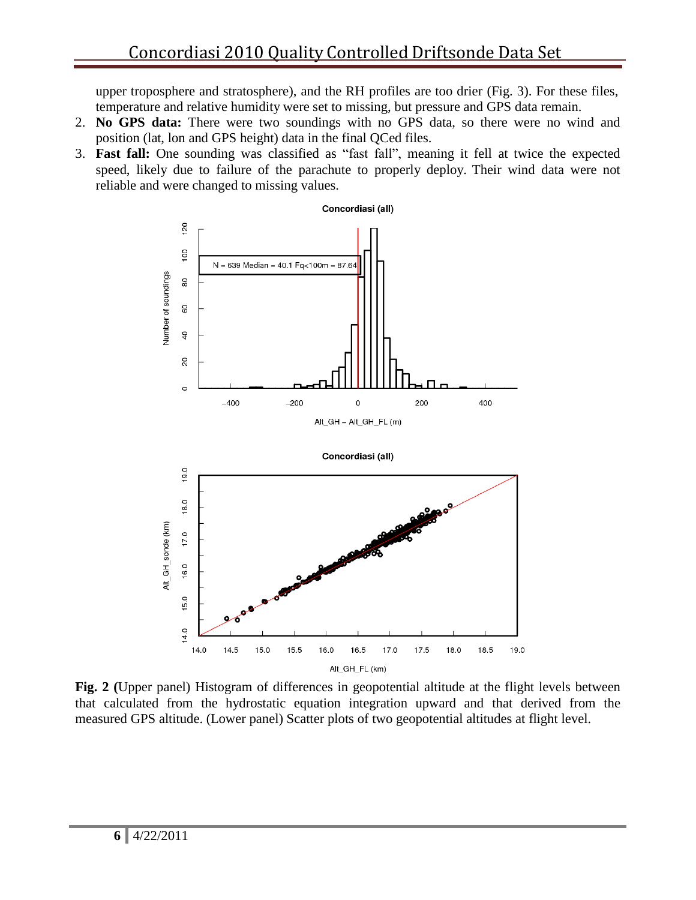upper troposphere and stratosphere), and the RH profiles are too drier (Fig. 3). For these files, temperature and relative humidity were set to missing, but pressure and GPS data remain.

2. **No GPS data:** There were two soundings with no GPS data, so there were no wind and position (lat, lon and GPS height) data in the final QCed files.
3. **Fast fall:** One sounding was classified as "fast fall", meaning it fell at twice the expected speed, likely due to failure of the parachute to properly deploy. Their wind data were not reliable and were changed to missing values.

Concordiasi (all)

N = 639 Median = 40.1 Fq<100m = 87.64

Number of soundings

0
20
40
60
80
100
120

−400
−200
0
200
400

Alt_GH − Alt_GH_FL (m)

Concordiasi (all)

Alt_GH_sonde (km)

14.0
15.0
16.0
17.0
18.0
19.0

14.0
14.5
15.0
15.5
16.0
16.5
17.0
17.5
18.0
18.5
19.0

Alt_GH_FL (km)

**Fig. 2 (**Upper panel) Histogram of differences in geopotential altitude at the flight levels between that calculated from the hydrostatic equation integration upward and that derived from the measured GPS altitude. (Lower panel) Scatter plots of two geopotential altitudes at flight level.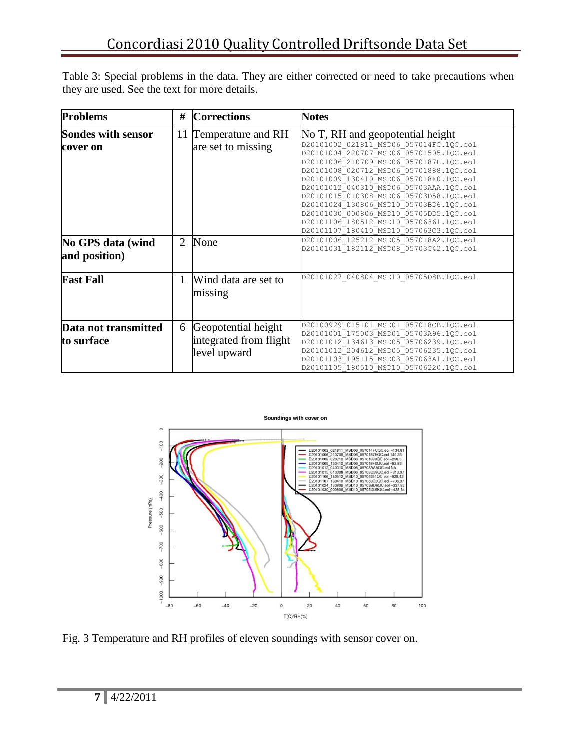Table 3: Special problems in the data. They are either corrected or need to take precautions when they are used. See the text for more details.

| Problems | # | Corrections | Notes |
|---|---|---|---|
| **Sondes with sensor cover on** | 11 | Temperature and RH are set to missing | No T, RH and geopotential height<br>D20101002_021811_MSD06_057014FC.1QC.eol<br>D20101004_220707_MSD06_05701505.1QC.eol<br>D20101006_210709_MSD06_0570187E.1QC.eol<br>D20101008_020712_MSD06_05701888.1QC.eol<br>D20101009_130410_MSD06_057018F0.1QC.eol<br>D20101012_040310_MSD06_05703AAA.1QC.eol<br>D20101015_010308_MSD06_05703D58.1QC.eol<br>D20101024_130806_MSD10_05703BD6.1QC.eol<br>D20101030_000806_MSD10_05705DD5.1QC.eol<br>D20101106_180512_MSD10_05706361.1QC.eol<br>D20101107_180410_MSD10_057063C3.1QC.eol |
| **No GPS data (wind and position)** | 2 | None | D20101006_125212_MSD05_057018A2.1QC.eol<br>D20101031_182112_MSD08_05703C42.1QC.eol |
| **Fast Fall** | 1 | Wind data are set to missing | D20101027_040804_MSD10_05705D8B.1QC.eol |
| **Data not transmitted to surface** | 6 | Geopotential height integrated from flight level upward | D20100929_015101_MSD01_057018CB.1QC.eol<br>D20101001_175003_MSD01_05703A96.1QC.eol<br>D20101012_134613_MSD05_05706239.1QC.eol<br>D20101012_204612_MSD05_05706235.1QC.eol<br>D20101103_195115_MSD03_057063A1.1QC.eol<br>D20101105_180510_MSD10_05706220.1QC.eol |

Soundings with cover on

Pressure (hPa)

0
-100
-200
-300
-400
-500
-600
-700
-800
-900
-1000

-80 -60 -40 -20 0 20 40 60 80 100

T(C)/RH(%)

D20101002_021811_MSD06_057014FCQC.eol -134.81
D20101006_210709_MSD06_0570187EQC.eol 149.33
D20101008_020712_MSD06_05701888QC.eol -258.5
D20101009_130410_MSD06_057018F0QC.eol -82.83
D20101012_040310_MSD06_05703AAAQC.eol NA
D20101015_010308_MSD06_05703D58QC.eol -313.07
D20101106_180512_MSD10_05706361QC.eol -928.42
D20101107_180410_MSD10_057063C3QC.eol -706.37
D20101024_130806_MSD10_05703BD6QC.eol -337.93
D20101030_000806_MSD10_05705DD5QC.eol -438.84

Fig. 3 Temperature and RH profiles of eleven soundings with sensor cover on.